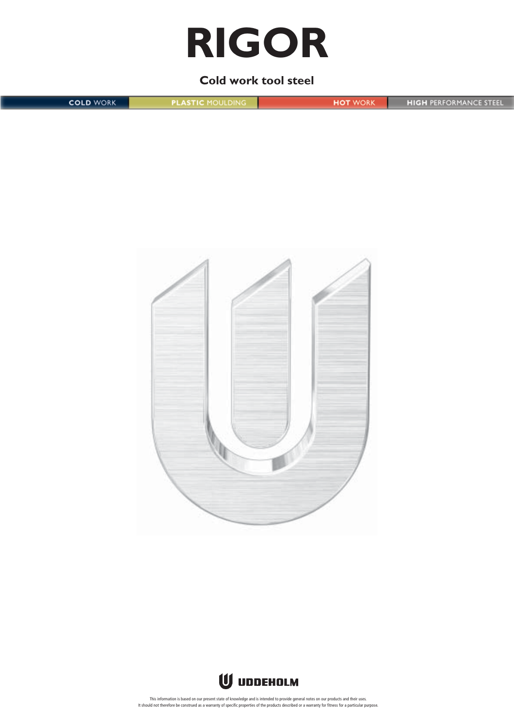# RIGOR

**Cold work tool steel**

COLD WORK | PLASTIC MOULDING | HOT WORK | HIGH PERFORMANCE STEEL

UDDEHOLM

This information is based on our present state of knowledge and is intended to provide general notes on our products and their uses. It should not therefore be construed as a warranty of specific properties of the products described or a warranty for fitness for a particular purpose.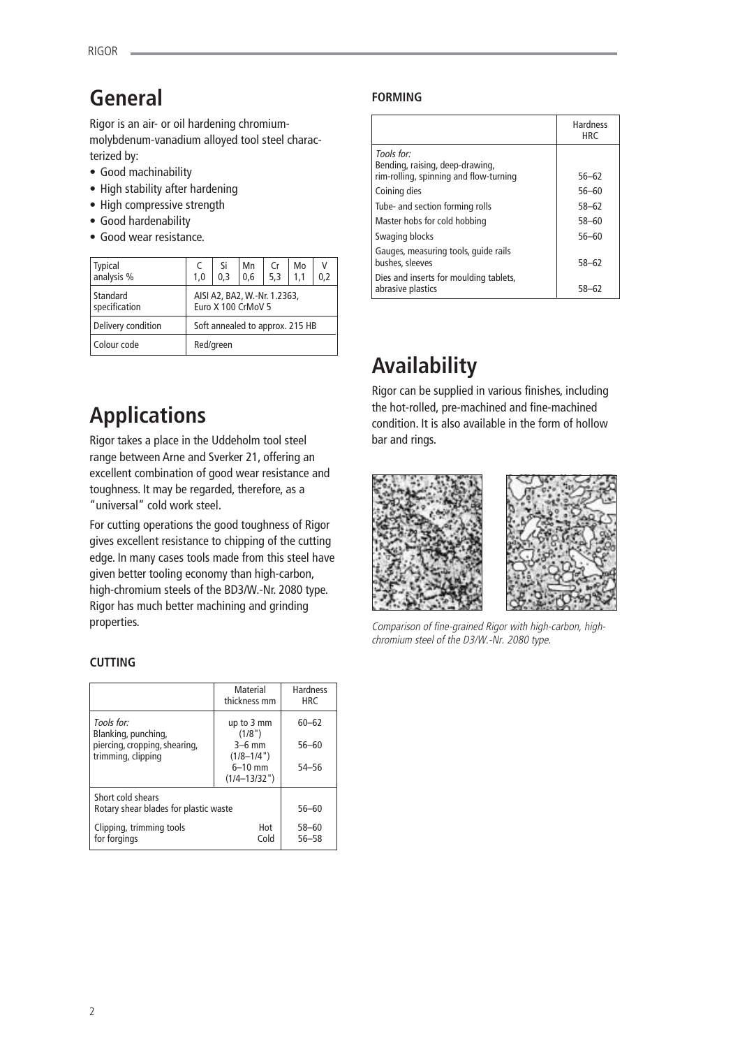# General

Rigor is an air- or oil hardening chromium-molybdenum-vanadium alloyed tool steel characterized by:

- Good machinability
- High stability after hardening
- High compressive strength
- Good hardenability
- Good wear resistance.

| Typical analysis % | C 1,0 | Si 0,3 | Mn 0,6 | Cr 5,3 | Mo 1,1 | V 0,2 |
|---|---|---|---|---|---|---|
| Standard specification | AISI A2, BA2, W.-Nr. 1.2363, Euro X 100 CrMoV 5 | | | | | |
| Delivery condition | Soft annealed to approx. 215 HB | | | | | |
| Colour code | Red/green | | | | | |

# Applications

Rigor takes a place in the Uddeholm tool steel range between Arne and Sverker 21, offering an excellent combination of good wear resistance and toughness. It may be regarded, therefore, as a "universal" cold work steel.

For cutting operations the good toughness of Rigor gives excellent resistance to chipping of the cutting edge. In many cases tools made from this steel have given better tooling economy than high-carbon, high-chromium steels of the BD3/W.-Nr. 2080 type. Rigor has much better machining and grinding properties.

### CUTTING

| | Material thickness mm | Hardness HRC |
|---|---|---|
| *Tools for:* Blanking, punching, piercing, cropping, shearing, trimming, clipping | up to 3 mm (1/8") | 60–62 |
| | 3–6 mm (1/8–1/4") | 56–60 |
| | 6–10 mm (1/4–13/32") | 54–56 |
| Short cold shears Rotary shear blades for plastic waste | | 56–60 |
| Clipping, trimming tools for forgings | Hot | 58–60 |
| | Cold | 56–58 |

### FORMING

| | Hardness HRC |
|---|---|
| *Tools for:* Bending, raising, deep-drawing, rim-rolling, spinning and flow-turning | 56–62 |
| Coining dies | 56–60 |
| Tube- and section forming rolls | 58–62 |
| Master hobs for cold hobbing | 58–60 |
| Swaging blocks | 56–60 |
| Gauges, measuring tools, guide rails bushes, sleeves | 58–62 |
| Dies and inserts for moulding tablets, abrasive plastics | 58–62 |

# Availability

Rigor can be supplied in various finishes, including the hot-rolled, pre-machined and fine-machined condition. It is also available in the form of hollow bar and rings.

*Comparison of fine-grained Rigor with high-carbon, high-chromium steel of the D3/W.-Nr. 2080 type.*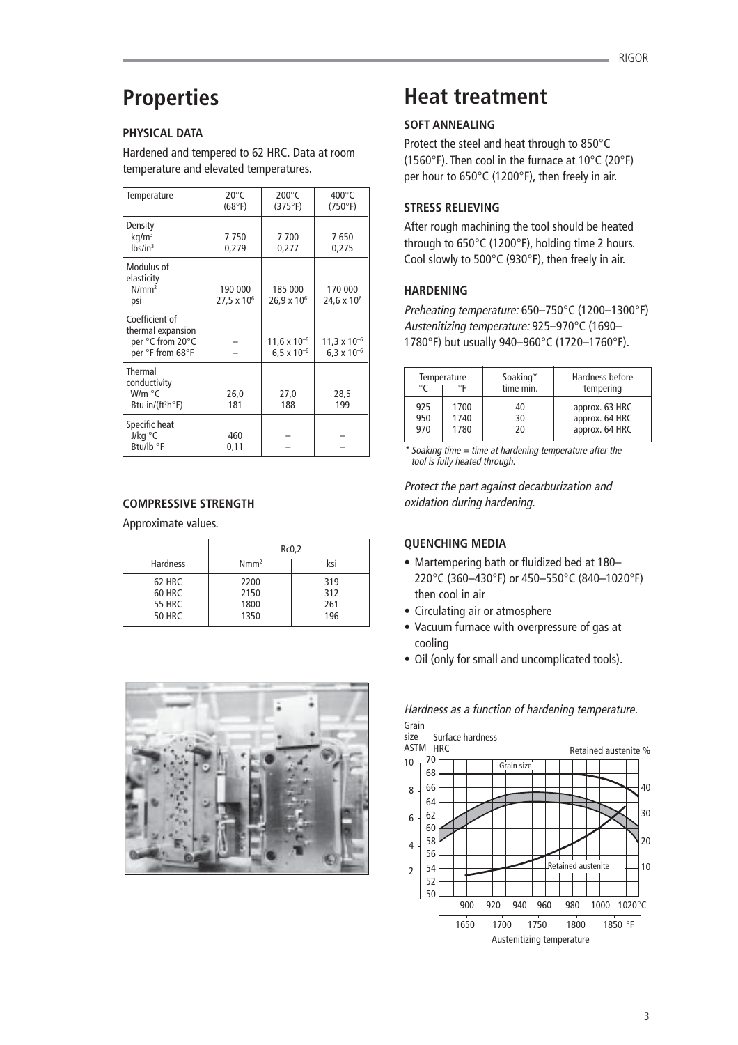# Properties

### PHYSICAL DATA

Hardened and tempered to 62 HRC. Data at room temperature and elevated temperatures.

| Temperature | 20°C (68°F) | 200°C (375°F) | 400°C (750°F) |
|---|---|---|---|
| Density kg/m³ | 7 750 | 7 700 | 7 650 |
| lbs/in³ | 0,279 | 0,277 | 0,275 |
| Modulus of elasticity N/mm² | 190 000 | 185 000 | 170 000 |
| psi | $27{,}5 \times 10^6$ | $26{,}9 \times 10^6$ | $24{,}6 \times 10^6$ |
| Coefficient of thermal expansion per °C from 20°C | – | $11{,}6 \times 10^{-6}$ | $11{,}3 \times 10^{-6}$ |
| per °F from 68°F | – | $6{,}5 \times 10^{-6}$ | $6{,}3 \times 10^{-6}$ |
| Thermal conductivity W/m °C | 26,0 | 27,0 | 28,5 |
| Btu in/(ft²h°F) | 181 | 188 | 199 |
| Specific heat J/kg °C | 460 | – | – |
| Btu/lb °F | 0,11 | – | – |

### COMPRESSIVE STRENGTH

Approximate values.

| | Rc0,2 | |
|---|---|---|
| Hardness | Nmm² | ksi |
| 62 HRC | 2200 | 319 |
| 60 HRC | 2150 | 312 |
| 55 HRC | 1800 | 261 |
| 50 HRC | 1350 | 196 |

# Heat treatment

### SOFT ANNEALING

Protect the steel and heat through to 850°C (1560°F). Then cool in the furnace at 10°C (20°F) per hour to 650°C (1200°F), then freely in air.

### STRESS RELIEVING

After rough machining the tool should be heated through to 650°C (1200°F), holding time 2 hours. Cool slowly to 500°C (930°F), then freely in air.

### HARDENING

*Preheating temperature:* 650–750°C (1200–1300°F)
*Austenitizing temperature:* 925–970°C (1690–1780°F) but usually 940–960°C (1720–1760°F).

| Temperature °C | Temperature °F | Soaking* time min. | Hardness before tempering |
|---|---|---|---|
| 925 | 1700 | 40 | approx. 63 HRC |
| 950 | 1740 | 30 | approx. 64 HRC |
| 970 | 1780 | 20 | approx. 64 HRC |

*\* Soaking time = time at hardening temperature after the tool is fully heated through.*

*Protect the part against decarburization and oxidation during hardening.*

### QUENCHING MEDIA

- Martempering bath or fluidized bed at 180–220°C (360–430°F) or 450–550°C (840–1020°F) then cool in air
- Circulating air or atmosphere
- Vacuum furnace with overpressure of gas at cooling
- Oil (only for small and uncomplicated tools).

*Hardness as a function of hardening temperature.*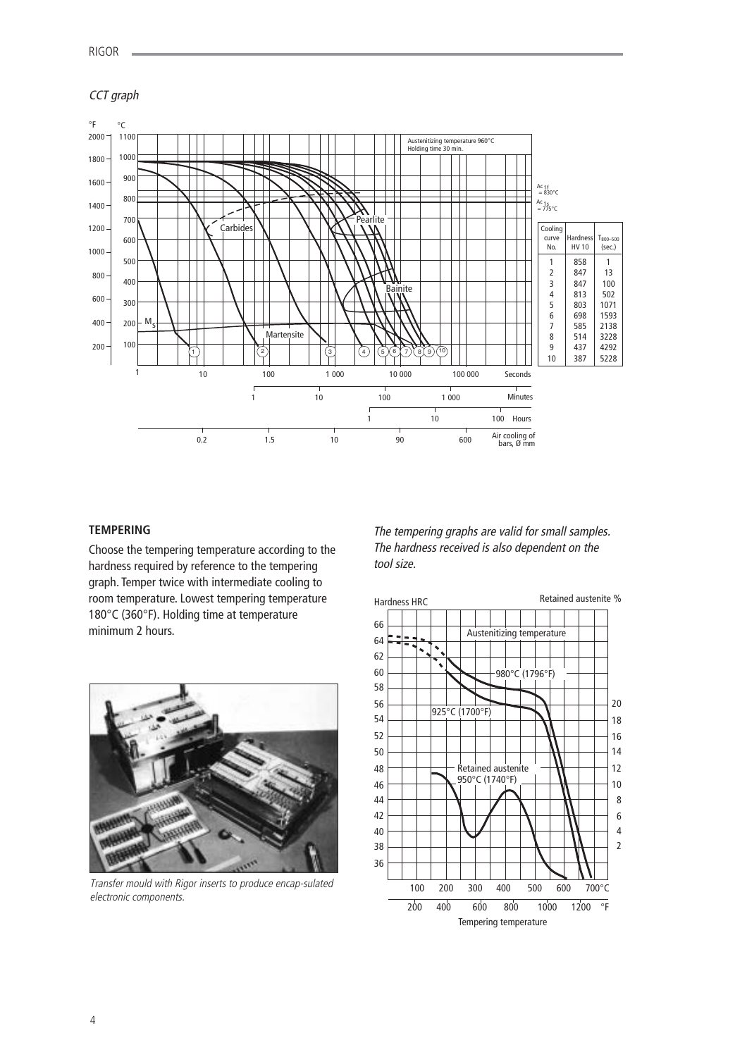## CCT graph

| Cooling curve No. | Hardness HV 10 | $T_{800-500}$ (sec.) |
|---|---|---|
| 1 | 858 | 1 |
| 2 | 847 | 13 |
| 3 | 847 | 100 |
| 4 | 813 | 502 |
| 5 | 803 | 1071 |
| 6 | 698 | 1593 |
| 7 | 585 | 2138 |
| 8 | 514 | 3228 |
| 9 | 437 | 4292 |
| 10 | 387 | 5228 |

## TEMPERING

Choose the tempering temperature according to the hardness required by reference to the tempering graph. Temper twice with intermediate cooling to room temperature. Lowest tempering temperature 180°C (360°F). Holding time at temperature minimum 2 hours.

Transfer mould with Rigor inserts to produce encap-sulated electronic components.

*The tempering graphs are valid for small samples. The hardness received is also dependent on the tool size.*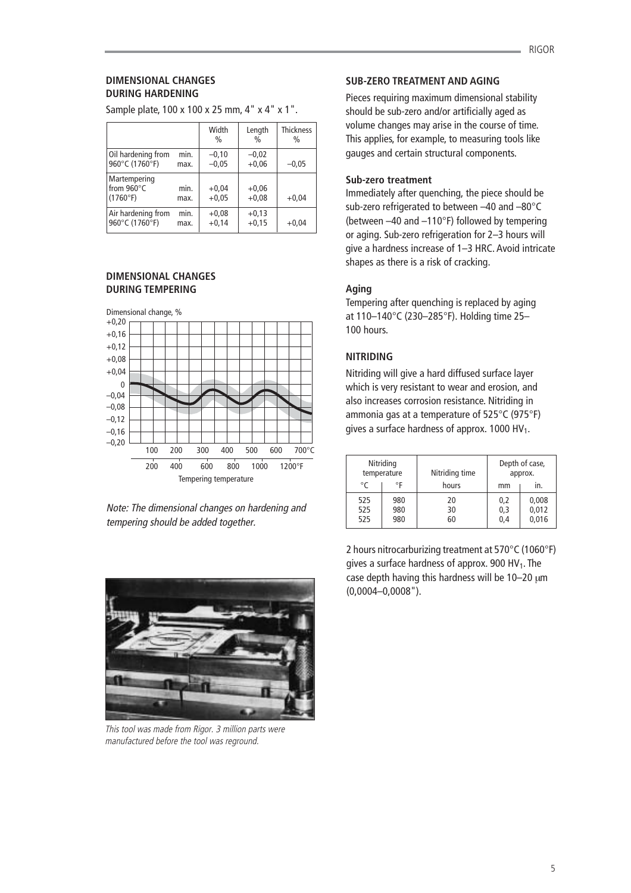## DIMENSIONAL CHANGES DURING HARDENING

Sample plate, 100 x 100 x 25 mm, 4" x 4" x 1".

| | | Width % | Length % | Thickness % |
|---|---|---|---|---|
| Oil hardening from 960°C (1760°F) | min. | –0,10 | –0,02 | |
| | max. | –0,05 | +0,06 | –0,05 |
| Martempering from 960°C (1760°F) | min. | +0,04 | +0,06 | |
| | max. | +0,05 | +0,08 | +0,04 |
| Air hardening from 960°C (1760°F) | min. | +0,08 | +0,13 | |
| | max. | +0,14 | +0,15 | +0,04 |

## DIMENSIONAL CHANGES DURING TEMPERING

*Note: The dimensional changes on hardening and tempering should be added together.*

*This tool was made from Rigor. 3 million parts were manufactured before the tool was reground.*

## SUB-ZERO TREATMENT AND AGING

Pieces requiring maximum dimensional stability should be sub-zero and/or artificially aged as volume changes may arise in the course of time. This applies, for example, to measuring tools like gauges and certain structural components.

### Sub-zero treatment

Immediately after quenching, the piece should be sub-zero refrigerated to between –40 and –80°C (between –40 and –110°F) followed by tempering or aging. Sub-zero refrigeration for 2–3 hours will give a hardness increase of 1–3 HRC. Avoid intricate shapes as there is a risk of cracking.

### Aging

Tempering after quenching is replaced by aging at 110–140°C (230–285°F). Holding time 25–100 hours.

## NITRIDING

Nitriding will give a hard diffused surface layer which is very resistant to wear and erosion, and also increases corrosion resistance. Nitriding in ammonia gas at a temperature of 525°C (975°F) gives a surface hardness of approx. 1000 $HV_1$.

| Nitriding temperature | | Nitriding time | Depth of case, approx. | |
|---|---|---|---|---|
| °C | °F | hours | mm | in. |
| 525 | 980 | 20 | 0,2 | 0,008 |
| 525 | 980 | 30 | 0,3 | 0,012 |
| 525 | 980 | 60 | 0,4 | 0,016 |

2 hours nitrocarburizing treatment at 570°C (1060°F) gives a surface hardness of approx. 900 $HV_1$. The case depth having this hardness will be 10–20 μm (0,0004–0,0008").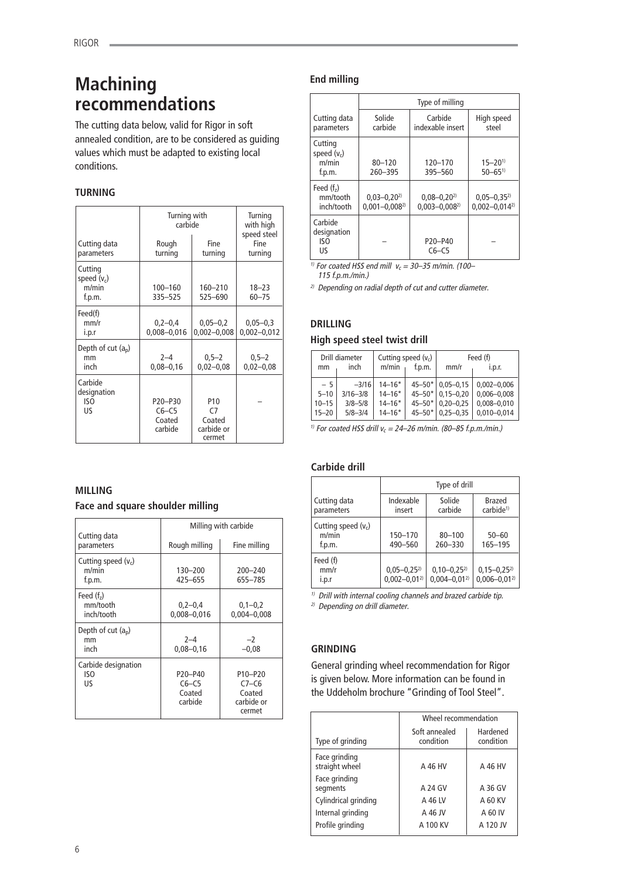# Machining recommendations

The cutting data below, valid for Rigor in soft annealed condition, are to be considered as guiding values which must be adapted to existing local conditions.

## TURNING

| Cutting data parameters | Turning with carbide | | Turning with high speed steel |
|---|---|---|---|
| | Rough turning | Fine turning | Fine turning |
| Cutting speed ($v_c$) m/min f.p.m. | 100–160 335–525 | 160–210 525–690 | 18–23 60–75 |
| Feed(f) mm/r i.p.r | 0,2–0,4 0,008–0,016 | 0,05–0,2 0,002–0,008 | 0,05–0,3 0,002–0,012 |
| Depth of cut ($a_p$) mm inch | 2–4 0,08–0,16 | 0,5–2 0,02–0,08 | 0,5–2 0,02–0,08 |
| Carbide designation ISO US | P20–P30 C6–C5 Coated carbide | P10 C7 Coated carbide or cermet | – |

## MILLING

### Face and square shoulder milling

| Cutting data parameters | Milling with carbide | |
|---|---|---|
| | Rough milling | Fine milling |
| Cutting speed ($v_c$) m/min f.p.m. | 130–200 425–655 | 200–240 655–785 |
| Feed ($f_z$) mm/tooth inch/tooth | 0,2–0,4 0,008–0,016 | 0,1–0,2 0,004–0,008 |
| Depth of cut ($a_p$) mm inch | 2–4 0,08–0,16 | –2 –0,08 |
| Carbide designation ISO US | P20–P40 C6–C5 Coated carbide | P10–P20 C7–C6 Coated carbide or cermet |

### End milling

| Cutting data parameters | Type of milling | | |
|---|---|---|---|
| | Solide carbide | Carbide indexable insert | High speed steel |
| Cutting speed ($v_c$) m/min f.p.m. | 80–120 260–395 | 120–170 395–560 | 15–20[1] 50–65[1] |
| Feed ($f_z$) mm/tooth inch/tooth | 0,03–0,20[2] 0,001–0,008[2] | 0,08–0,20[2] 0,003–0,008[2] | 0,05–0,35[2] 0,002–0,014[2] |
| Carbide designation ISO US | – | P20–P40 C6–C5 | – |

*[1] For coated HSS end mill $v_c$ = 30–35 m/min. (100–115 f.p.m./min.)*

*[2] Depending on radial depth of cut and cutter diameter.*

## DRILLING

### High speed steel twist drill

| Drill diameter mm | Drill diameter inch | Cutting speed ($v_c$) m/min | Cutting speed ($v_c$) f.p.m. | Feed (f) mm/r | Feed (f) i.p.r. |
|---|---|---|---|---|---|
| – 5 | –3/16 | 14–16* | 45–50* | 0,05–0,15 | 0,002–0,006 |
| 5–10 | 3/16–3/8 | 14–16* | 45–50* | 0,15–0,20 | 0,006–0,008 |
| 10–15 | 3/8–5/8 | 14–16* | 45–50* | 0,20–0,25 | 0,008–0,010 |
| 15–20 | 5/8–3/4 | 14–16* | 45–50* | 0,25–0,35 | 0,010–0,014 |

*[1] For coated HSS drill $v_c$ = 24–26 m/min. (80–85 f.p.m./min.)*

### Carbide drill

| Cutting data parameters | Type of drill | | |
|---|---|---|---|
| | Indexable insert | Solide carbide | Brazed carbide[1] |
| Cutting speed ($v_c$) m/min f.p.m. | 150–170 490–560 | 80–100 260–330 | 50–60 165–195 |
| Feed (f) mm/r i.p.r | 0,05–0,25[2] 0,002–0,01[2] | 0,10–0,25[2] 0,004–0,01[2] | 0,15–0,25[2] 0,006–0,01[2] |

*[1] Drill with internal cooling channels and brazed carbide tip.*

*[2] Depending on drill diameter.*

## GRINDING

General grinding wheel recommendation for Rigor is given below. More information can be found in the Uddeholm brochure "Grinding of Tool Steel".

| Type of grinding | Wheel recommendation | |
|---|---|---|
| | Soft annealed condition | Hardened condition |
| Face grinding straight wheel | A 46 HV | A 46 HV |
| Face grinding segments | A 24 GV | A 36 GV |
| Cylindrical grinding | A 46 LV | A 60 KV |
| Internal grinding | A 46 JV | A 60 IV |
| Profile grinding | A 100 KV | A 120 JV |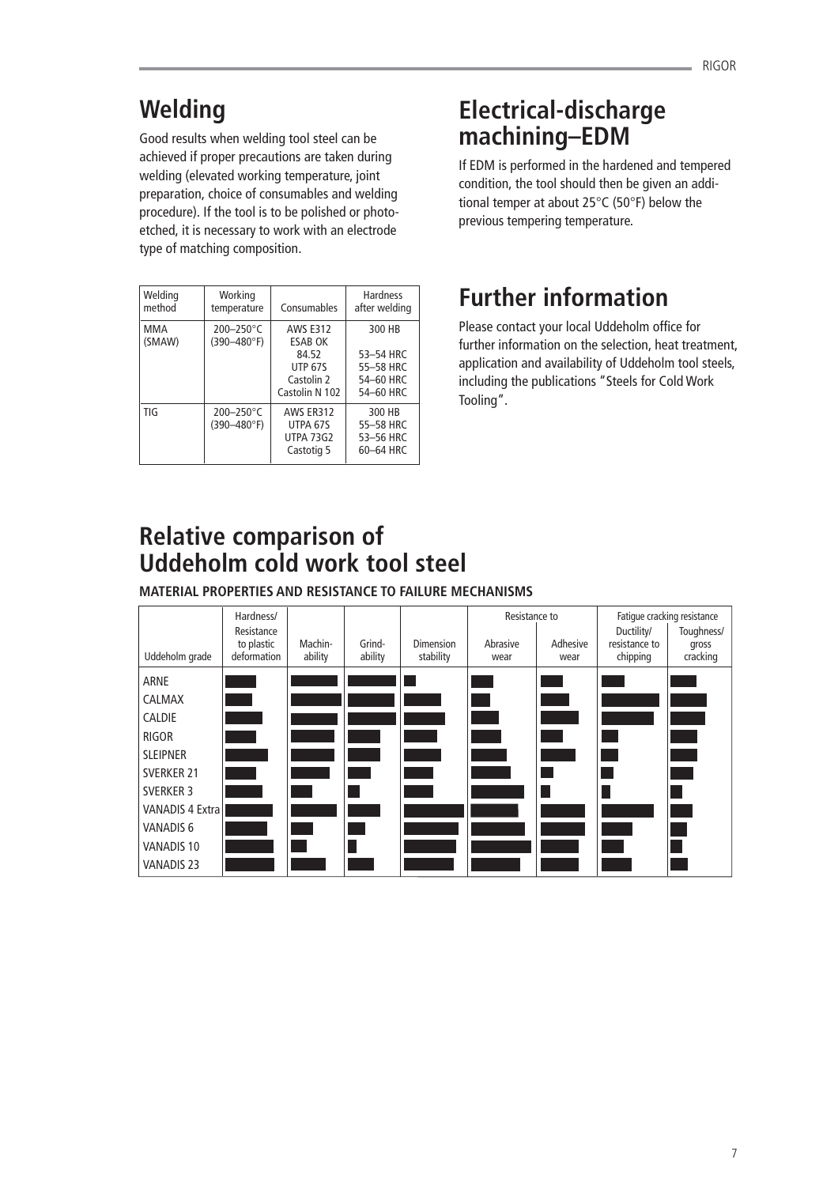## Welding

Good results when welding tool steel can be achieved if proper precautions are taken during welding (elevated working temperature, joint preparation, choice of consumables and welding procedure). If the tool is to be polished or photo-etched, it is necessary to work with an electrode type of matching composition.

| Welding method | Working temperature | Consumables | Hardness after welding |
|---|---|---|---|
| MMA (SMAW) | 200–250°C (390–480°F) | AWS E312<br>ESAB OK 84.52<br>UTP 67S<br>Castolin 2<br>Castolin N 102 | 300 HB<br>53–54 HRC<br>55–58 HRC<br>54–60 HRC<br>54–60 HRC |
| TIG | 200–250°C (390–480°F) | AWS ER312<br>UTPA 67S<br>UTPA 73G2<br>Castotig 5 | 300 HB<br>55–58 HRC<br>53–56 HRC<br>60–64 HRC |

## Electrical-discharge machining–EDM

If EDM is performed in the hardened and tempered condition, the tool should then be given an additional temper at about 25°C (50°F) below the previous tempering temperature.

## Further information

Please contact your local Uddeholm office for further information on the selection, heat treatment, application and availability of Uddeholm tool steels, including the publications "Steels for Cold Work Tooling".

## Relative comparison of Uddeholm cold work tool steel

**MATERIAL PROPERTIES AND RESISTANCE TO FAILURE MECHANISMS**

| Uddeholm grade | Hardness/ Resistance to plastic deformation | Machin-ability | Grind-ability | Dimension stability | Resistance to: Abrasive wear | Resistance to: Adhesive wear | Fatigue cracking resistance: Ductility/ resistance to chipping | Fatigue cracking resistance: Toughness/ gross cracking |
|---|---|---|---|---|---|---|---|---|
| ARNE | | | | | | | | |
| CALMAX | | | | | | | | |
| CALDIE | | | | | | | | |
| RIGOR | | | | | | | | |
| SLEIPNER | | | | | | | | |
| SVERKER 21 | | | | | | | | |
| SVERKER 3 | | | | | | | | |
| VANADIS 4 Extra | | | | | | | | |
| VANADIS 6 | | | | | | | | |
| VANADIS 10 | | | | | | | | |
| VANADIS 23 | | | | | | | | |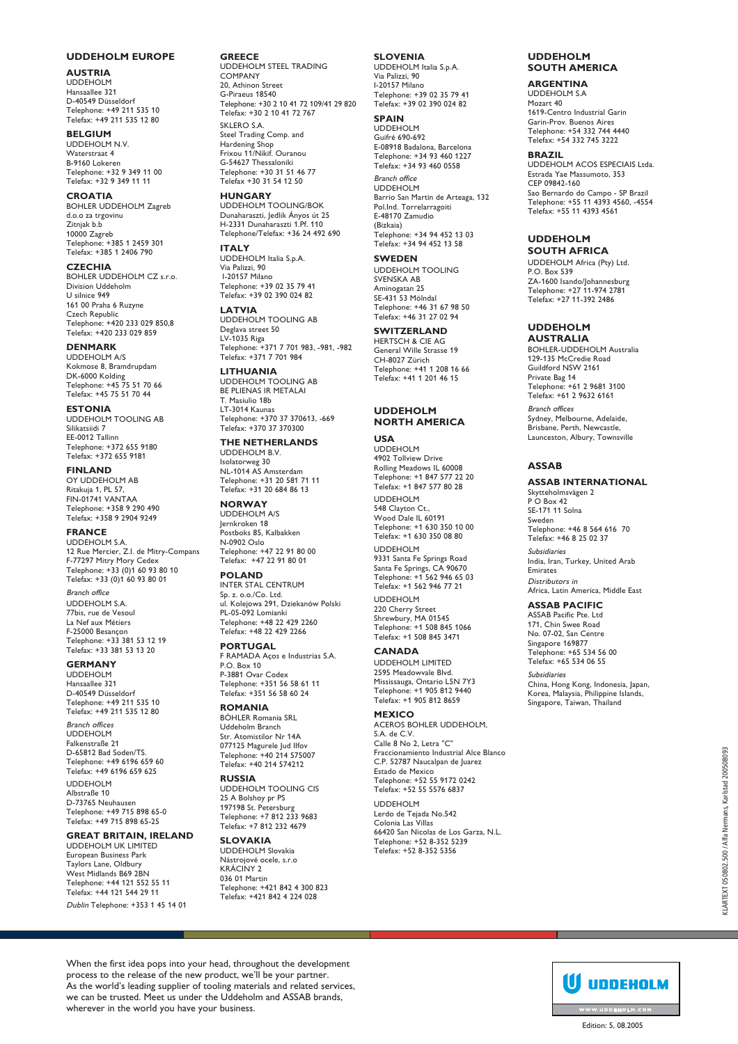## UDDEHOLM EUROPE

### AUSTRIA
UDDEHOLM
Hansaallee 321
D-40549 Düsseldorf
Telephone: +49 211 535 10
Telefax: +49 211 535 12 80

### BELGIUM
UDDEHOLM N.V.
Waterstraat 4
B-9160 Lokeren
Telephone: +32 9 349 11 00
Telefax: +32 9 349 11 11

### CROATIA
BOHLER UDDEHOLM Zagreb
d.o.o za trgovinu
Zitnjak b.b
10000 Zagreb
Telephone: +385 1 2459 301
Telefax: +385 1 2406 790

### CZECHIA
BOHLER UDDEHOLM CZ s.r.o.
Division Uddeholm
U silnice 949
161 00 Praha 6 Ruzyne
Czech Republic
Telephone: +420 233 029 850,8
Telefax: +420 233 029 859

### DENMARK
UDDEHOLM A/S
Kokmose 8, Bramdrupdam
DK-6000 Kolding
Telephone: +45 75 51 70 66
Telefax: +45 75 51 70 44

### ESTONIA
UDDEHOLM TOOLING AB
Silikatsiidi 7
EE-0012 Tallinn
Telephone: +372 655 9180
Telefax: +372 655 9181

### FINLAND
OY UDDEHOLM AB
Ritakuja 1, PL 57,
FIN-01741 VANTAA
Telephone: +358 9 290 490
Telefax: +358 9 2904 9249

### FRANCE
UDDEHOLM S.A.
12 Rue Mercier, Z.I. de Mitry-Compans
F-77297 Mitry Mory Cedex
Telephone: +33 (0)1 60 93 80 10
Telefax: +33 (0)1 60 93 80 01

*Branch office*
UDDEHOLM S.A.
77bis, rue de Vesoul
La Nef aux Métiers
F-25000 Besançon
Telephone: +33 381 53 12 19
Telefax: +33 381 53 13 20

### GERMANY
UDDEHOLM
Hansaallee 321
D-40549 Düsseldorf
Telephone: +49 211 535 10
Telefax: +49 211 535 12 80

*Branch offices*
UDDEHOLM
Falkenstraße 21
D-65812 Bad Soden/TS.
Telephone: +49 6196 659 60
Telefax: +49 6196 659 625

UDDEHOLM
Albstraße 10
D-73765 Neuhausen
Telephone: +49 715 898 65-0
Telefax: +49 715 898 65-25

### GREAT BRITAIN, IRELAND
UDDEHOLM UK LIMITED
European Business Park
Taylors Lane, Oldbury
West Midlands B69 2BN
Telephone: +44 121 552 55 11
Telefax: +44 121 544 29 11
*Dublin* Telephone: +353 1 45 14 01

### GREECE
UDDEHOLM STEEL TRADING COMPANY
20, Athinon Street
G-Piraeus 18540
Telephone: +30 2 10 41 72 109/41 29 820
Telefax: +30 2 10 41 72 767

SKLERO S.A.
Steel Trading Comp. and Hardening Shop
Frixou 11/Nikif. Ouranou
G-54627 Thessaloniki
Telephone: +30 31 51 46 77
Telefax +30 31 54 12 50

### HUNGARY
UDDEHOLM TOOLING/BOK
Dunaharaszti, Jedlik Ányos út 25
H-2331 Dunaharaszti 1.Pf. 110
Telephone/Telefax: +36 24 492 690

### ITALY
UDDEHOLM Italia S.p.A.
Via Palizzi, 90
I-20157 Milano
Telephone: +39 02 35 79 41
Telefax: +39 02 390 024 82

### LATVIA
UDDEHOLM TOOLING AB
Deglava street 50
LV-1035 Riga
Telephone: +371 7 701 983, -981, -982
Telefax: +371 7 701 984

### LITHUANIA
UDDEHOLM TOOLING AB
BE PLIENAS IR METALAI
T. Masiulio 18b
LT-3014 Kaunas
Telephone: +370 37 370613, -669
Telefax: +370 37 370300

### THE NETHERLANDS
UDDEHOLM B.V.
Isolatorweg 30
NL-1014 AS Amsterdam
Telephone: +31 20 581 71 11
Telefax: +31 20 684 86 13

### NORWAY
UDDEHOLM A/S
Jernkroken 18
Postboks 85, Kalbakken
N-0902 Oslo
Telephone: +47 22 91 80 00
Telefax: +47 22 91 80 01

### POLAND
INTER STAL CENTRUM
Sp. z. o.o./Co. Ltd.
ul. Kolejowa 291, Dziekanów Polski
PL-05-092 Lomianki
Telephone: +48 22 429 2260
Telefax: +48 22 429 2266

### PORTUGAL
F RAMADA Aços e Industrias S.A.
P.O. Box 10
P-3881 Ovar Codex
Telephone: +351 56 58 61 11
Telefax: +351 56 58 60 24

### ROMANIA
BÖHLER Romania SRL
Uddeholm Branch
Str. Atomistilor Nr 14A
077125 Magurele Jud Ilfov
Telephone: +40 214 575007
Telefax: +40 214 574212

### RUSSIA
UDDEHOLM TOOLING CIS
25 A Bolshoy pr PS
197198 St. Petersburg
Telephone: +7 812 233 9683
Telefax: +7 812 232 4679

### SLOVAKIA
UDDEHOLM Slovakia
Nástrojové ocele, s.r.o
KRÁCINY 2
036 01 Martin
Telephone: +421 842 4 300 823
Telefax: +421 842 4 224 028

### SLOVENIA
UDDEHOLM Italia S.p.A.
Via Palizzi, 90
I-20157 Milano
Telephone: +39 02 35 79 41
Telefax: +39 02 390 024 82

### SPAIN
UDDEHOLM
Guifré 690-692
E-08918 Badalona, Barcelona
Telephone: +34 93 460 1227
Telefax: +34 93 460 0558

*Branch office*
UDDEHOLM
Barrio San Martin de Arteaga, 132
Pol.Ind. Torrelarragoiti
E-48170 Zamudio
(Bizkaia)
Telephone: +34 94 452 13 03
Telefax: +34 94 452 13 58

### SWEDEN
UDDEHOLM TOOLING SVENSKA AB
Aminogatan 25
SE-431 53 Mölndal
Telephone: +46 31 67 98 50
Telefax: +46 31 27 02 94

### SWITZERLAND
HERTSCH & CIE AG
General Wille Strasse 19
CH-8027 Zürich
Telephone: +41 1 208 16 66
Telefax: +41 1 201 46 15

## UDDEHOLM NORTH AMERICA

### USA
UDDEHOLM
4902 Tollview Drive
Rolling Meadows IL 60008
Telephone: +1 847 577 22 20
Telefax: +1 847 577 80 28

UDDEHOLM
548 Clayton Ct.,
Wood Dale IL 60191
Telephone: +1 630 350 10 00
Telefax: +1 630 350 08 80

UDDEHOLM
9331 Santa Fe Springs Road
Santa Fe Springs, CA 90670
Telephone: +1 562 946 65 03
Telefax: +1 562 946 77 21

UDDEHOLM
220 Cherry Street
Shrewsbury, MA 01545
Telephone: +1 508 845 1066
Telefax: +1 508 845 3471

### CANADA
UDDEHOLM LIMITED
2595 Meadowvale Blvd.
Mississauga, Ontario L5N 7Y3
Telephone: +1 905 812 9440
Telefax: +1 905 812 8659

### MEXICO
ACEROS BOHLER UDDEHOLM, S.A. de C.V.
Calle 8 No 2, Letra "C"
Fraccionamiento Industrial Alce Blanco
C.P. 52787 Naucalpan de Juarez
Estado de Mexico
Telephone: +52 55 9172 0242
Telefax: +52 55 5576 6837

UDDEHOLM
Lerdo de Tejada No.542
Colonia Las Villas
66420 San Nicolas de Los Garza, N.L.
Telephone: +52 8-352 5239
Telefax: +52 8-352 5356

## UDDEHOLM SOUTH AMERICA

### ARGENTINA
UDDEHOLM S.A
Mozart 40
1619-Centro Industrial Garin
Garin-Prov. Buenos Aires
Telephone: +54 332 744 4440
Telefax: +54 332 745 3222

### BRAZIL
UDDEHOLM ACOS ESPECIAIS Ltda.
Estrada Yae Massumoto, 353
CEP 09842-160
Sao Bernardo do Campo - SP Brazil
Telephone: +55 11 4393 4560, -4554
Telefax: +55 11 4393 4561

## UDDEHOLM SOUTH AFRICA
UDDEHOLM Africa (Pty) Ltd.
P.O. Box 539
ZA-1600 Isando/Johannesburg
Telephone: +27 11-974 2781
Telefax: +27 11-392 2486

## UDDEHOLM AUSTRALIA
BOHLER-UDDEHOLM Australia
129-135 McCredie Road
Guildford NSW 2161
Private Bag 14
Telephone: +61 2 9681 3100
Telefax: +61 2 9632 6161

*Branch offices*
Sydney, Melbourne, Adelaide, Brisbane, Perth, Newcastle, Launceston, Albury, Townsville

## ASSAB

### ASSAB INTERNATIONAL
Skytteholmsvägen 2
P O Box 42
SE-171 11 Solna
Sweden
Telephone: +46 8 564 616 70
Telefax: +46 8 25 02 37

*Subsidiaries*
India, Iran, Turkey, United Arab Emirates
*Distributors in*
Africa, Latin America, Middle East

### ASSAB PACIFIC
ASSAB Pacific Pte. Ltd
171, Chin Swee Road
No. 07-02, San Centre
Singapore 169877
Telephone: +65 534 56 00
Telefax: +65 534 06 55

*Subsidiaries*
China, Hong Kong, Indonesia, Japan, Korea, Malaysia, Philippine Islands, Singapore, Taiwan, Thailand

KLARTEXT 050802.500 / Alfa Nermans, Karlstad 200508093

When the first idea pops into your head, throughout the development process to the release of the new product, we'll be your partner. As the world's leading supplier of tooling materials and related services, we can be trusted. Meet us under the Uddeholm and ASSAB brands, wherever in the world you have your business.

UDDEHOLM
WWW.UDDEHOLM.COM

Edition: 5, 08.2005